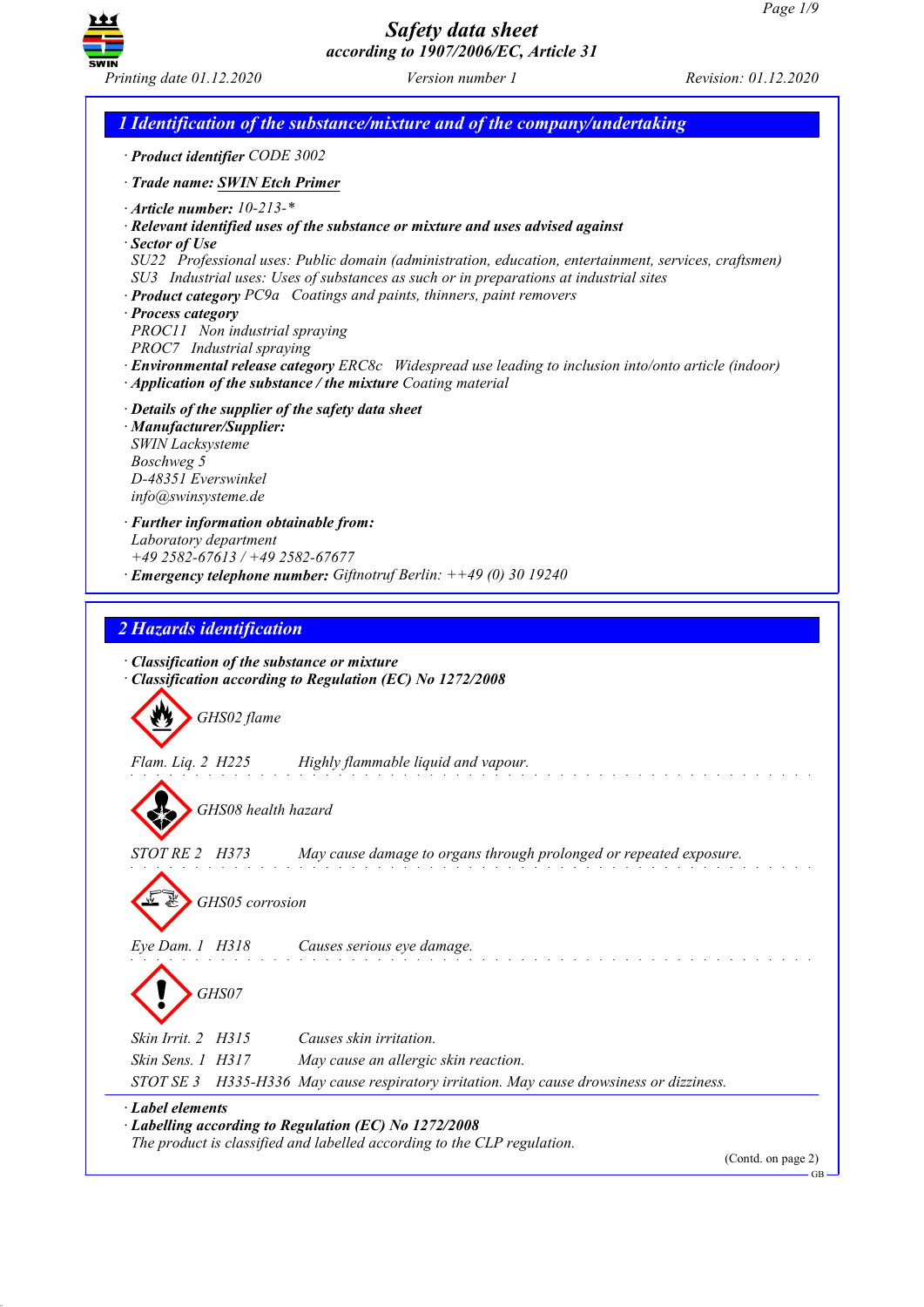# Safety data sheet
*according to 1907/2006/EC, Article 31*

Printing date 01.12.2020 | Version number 1 | Revision: 01.12.2020

## 1 Identification of the substance/mixture and of the company/undertaking

· **Product identifier** CODE 3002

· **Trade name: SWIN Etch Primer**

· **Article number:** 10-213-*

· **Relevant identified uses of the substance or mixture and uses advised against**

· **Sector of Use**

SU22 Professional uses: Public domain (administration, education, entertainment, services, craftsmen)

SU3 Industrial uses: Uses of substances as such or in preparations at industrial sites

· **Product category** PC9a Coatings and paints, thinners, paint removers

· **Process category**

PROC11 Non industrial spraying

PROC7 Industrial spraying

· **Environmental release category** ERC8c Widespread use leading to inclusion into/onto article (indoor)

· **Application of the substance / the mixture** Coating material

· **Details of the supplier of the safety data sheet**

· **Manufacturer/Supplier:**

SWIN Lacksysteme
Boschweg 5
D-48351 Everswinkel
info@swinsysteme.de

· **Further information obtainable from:**

Laboratory department
+49 2582-67613 / +49 2582-67677

· **Emergency telephone number:** Giftnotruf Berlin: ++49 (0) 30 19240

## 2 Hazards identification

· **Classification of the substance or mixture**

· **Classification according to Regulation (EC) No 1272/2008**

GHS02 flame

Flam. Liq. 2 H225 Highly flammable liquid and vapour.

GHS08 health hazard

STOT RE 2 H373 May cause damage to organs through prolonged or repeated exposure.

GHS05 corrosion

Eye Dam. 1 H318 Causes serious eye damage.

GHS07

Skin Irrit. 2 H315 Causes skin irritation.

Skin Sens. 1 H317 May cause an allergic skin reaction.

STOT SE 3 H335-H336 May cause respiratory irritation. May cause drowsiness or dizziness.

· **Label elements**

· **Labelling according to Regulation (EC) No 1272/2008**

The product is classified and labelled according to the CLP regulation.

(Contd. on page 2)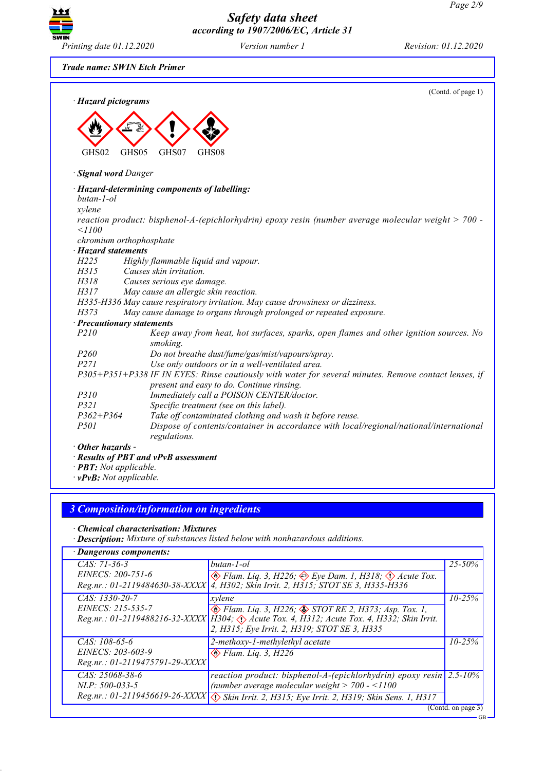**Trade name: SWIN Etch Primer**

(Contd. of page 1)

· **Hazard pictograms**

GHS02 GHS05 GHS07 GHS08

· **Signal word** Danger

· **Hazard-determining components of labelling:**
butan-1-ol
xylene
reaction product: bisphenol-A-(epichlorhydrin) epoxy resin (number average molecular weight > 700 - <1100
chromium orthophosphate

· **Hazard statements**

H225 Highly flammable liquid and vapour.
H315 Causes skin irritation.
H318 Causes serious eye damage.
H317 May cause an allergic skin reaction.
H335-H336 May cause respiratory irritation. May cause drowsiness or dizziness.
H373 May cause damage to organs through prolonged or repeated exposure.

· **Precautionary statements**

P210 Keep away from heat, hot surfaces, sparks, open flames and other ignition sources. No smoking.
P260 Do not breathe dust/fume/gas/mist/vapours/spray.
P271 Use only outdoors or in a well-ventilated area.
P305+P351+P338 IF IN EYES: Rinse cautiously with water for several minutes. Remove contact lenses, if present and easy to do. Continue rinsing.
P310 Immediately call a POISON CENTER/doctor.
P321 Specific treatment (see on this label).
P362+P364 Take off contaminated clothing and wash it before reuse.
P501 Dispose of contents/container in accordance with local/regional/national/international regulations.

· **Other hazards** -

· **Results of PBT and vPvB assessment**
· **PBT:** Not applicable.
· **vPvB:** Not applicable.

## 3 Composition/information on ingredients

· **Chemical characterisation: Mixtures**
· **Description:** Mixture of substances listed below with nonhazardous additions.

· **Dangerous components:**

| | | |
|---|---|---|
| CAS: 71-36-3<br>EINECS: 200-751-6<br>Reg.nr.: 01-2119484630-38-XXXX | butan-1-ol<br>Flam. Liq. 3, H226; Eye Dam. 1, H318; Acute Tox. 4, H302; Skin Irrit. 2, H315; STOT SE 3, H335-H336 | 25-50% |
| CAS: 1330-20-7<br>EINECS: 215-535-7<br>Reg.nr.: 01-2119488216-32-XXXX | xylene<br>Flam. Liq. 3, H226; STOT RE 2, H373; Asp. Tox. 1, H304; Acute Tox. 4, H312; Acute Tox. 4, H332; Skin Irrit. 2, H315; Eye Irrit. 2, H319; STOT SE 3, H335 | 10-25% |
| CAS: 108-65-6<br>EINECS: 203-603-9<br>Reg.nr.: 01-2119475791-29-XXXX | 2-methoxy-1-methylethyl acetate<br>Flam. Liq. 3, H226 | 10-25% |
| CAS: 25068-38-6<br>NLP: 500-033-5<br>Reg.nr.: 01-2119456619-26-XXXX | reaction product: bisphenol-A-(epichlorhydrin) epoxy resin (number average molecular weight > 700 - <1100<br>Skin Irrit. 2, H315; Eye Irrit. 2, H319; Skin Sens. 1, H317 | 2.5-10% |

(Contd. on page 3)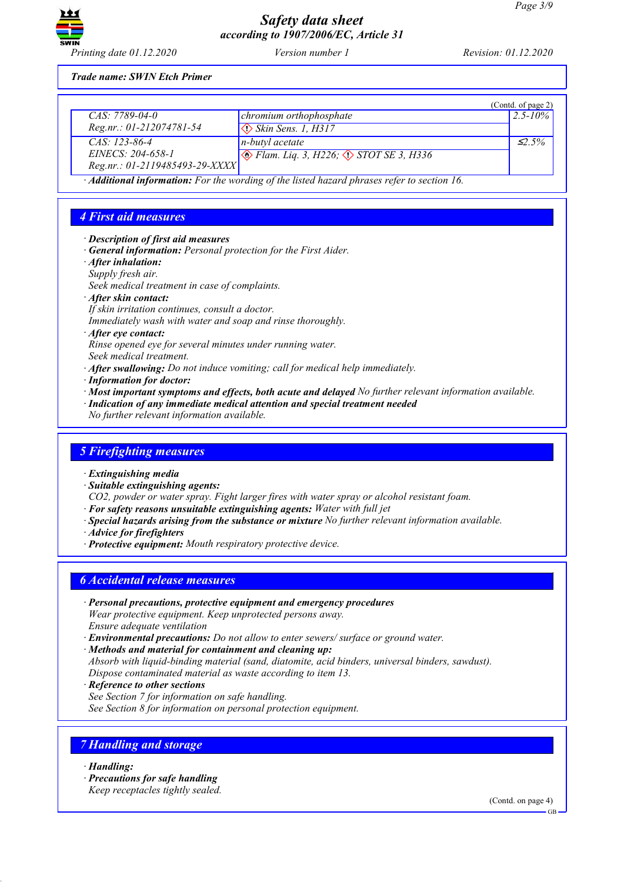Trade name: SWIN Etch Primer

(Contd. of page 2)

| | | |
|---|---|---|
| CAS: 7789-04-0<br>Reg.nr.: 01-212074781-54 | chromium orthophosphate<br>Skin Sens. 1, H317 | 2.5-10% |
| CAS: 123-86-4<br>EINECS: 204-658-1<br>Reg.nr.: 01-2119485493-29-XXXX | n-butyl acetate<br>Flam. Liq. 3, H226; STOT SE 3, H336 | ≤2.5% |

· **Additional information:** For the wording of the listed hazard phrases refer to section 16.

## 4 First aid measures

· **Description of first aid measures**
· **General information:** Personal protection for the First Aider.
· **After inhalation:**
Supply fresh air.
Seek medical treatment in case of complaints.
· **After skin contact:**
If skin irritation continues, consult a doctor.
Immediately wash with water and soap and rinse thoroughly.
· **After eye contact:**
Rinse opened eye for several minutes under running water.
Seek medical treatment.
· **After swallowing:** Do not induce vomiting; call for medical help immediately.
· **Information for doctor:**
· **Most important symptoms and effects, both acute and delayed** No further relevant information available.
· **Indication of any immediate medical attention and special treatment needed**
No further relevant information available.

## 5 Firefighting measures

· **Extinguishing media**
· **Suitable extinguishing agents:**
CO2, powder or water spray. Fight larger fires with water spray or alcohol resistant foam.
· **For safety reasons unsuitable extinguishing agents:** Water with full jet
· **Special hazards arising from the substance or mixture** No further relevant information available.
· **Advice for firefighters**
· **Protective equipment:** Mouth respiratory protective device.

## 6 Accidental release measures

· **Personal precautions, protective equipment and emergency procedures**
Wear protective equipment. Keep unprotected persons away.
Ensure adequate ventilation
· **Environmental precautions:** Do not allow to enter sewers/ surface or ground water.
· **Methods and material for containment and cleaning up:**
Absorb with liquid-binding material (sand, diatomite, acid binders, universal binders, sawdust).
Dispose contaminated material as waste according to item 13.
· **Reference to other sections**
See Section 7 for information on safe handling.
See Section 8 for information on personal protection equipment.

## 7 Handling and storage

· **Handling:**
· **Precautions for safe handling**
Keep receptacles tightly sealed.

(Contd. on page 4)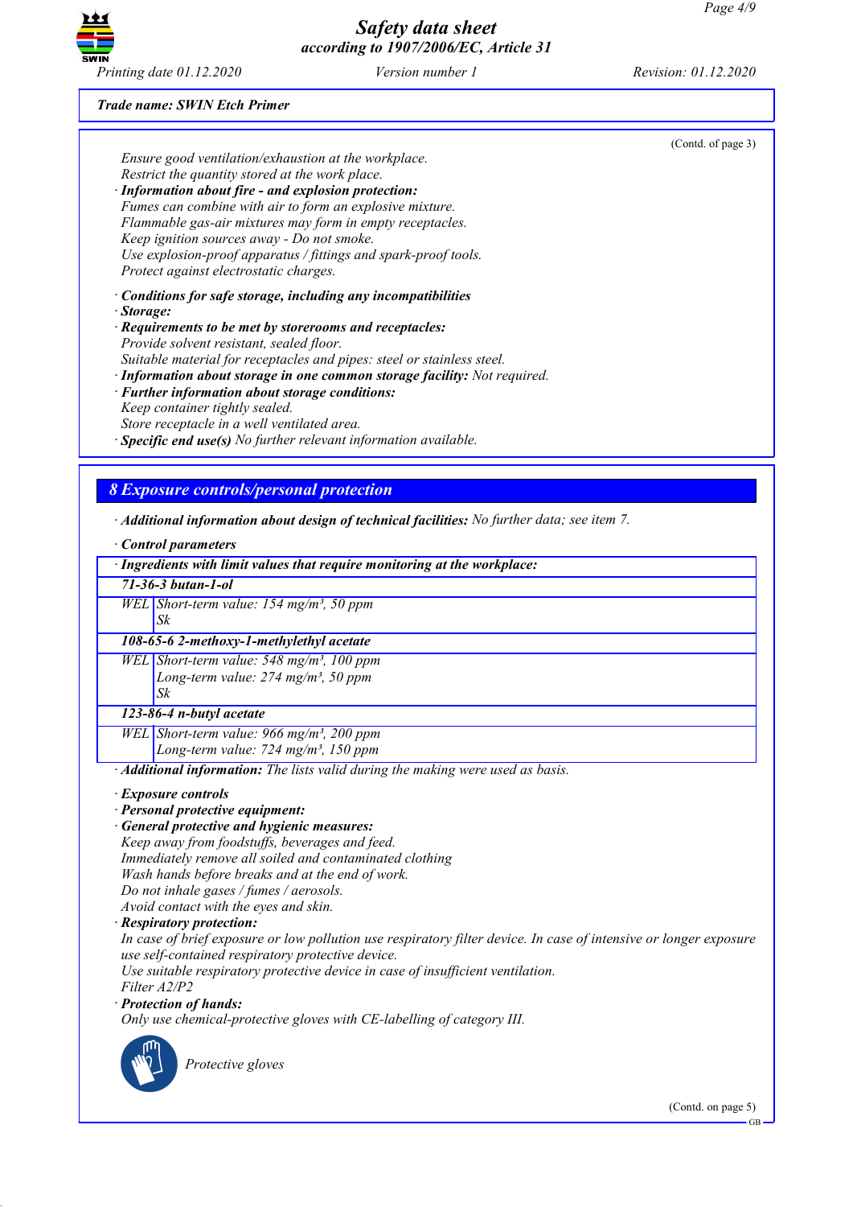Trade name: SWIN Etch Primer

(Contd. of page 3)

Ensure good ventilation/exhaustion at the workplace.
Restrict the quantity stored at the work place.

· **Information about fire - and explosion protection:**
Fumes can combine with air to form an explosive mixture.
Flammable gas-air mixtures may form in empty receptacles.
Keep ignition sources away - Do not smoke.
Use explosion-proof apparatus / fittings and spark-proof tools.
Protect against electrostatic charges.

· **Conditions for safe storage, including any incompatibilities**
· **Storage:**
· **Requirements to be met by storerooms and receptacles:**
Provide solvent resistant, sealed floor.
Suitable material for receptacles and pipes: steel or stainless steel.
· **Information about storage in one common storage facility:** Not required.
· **Further information about storage conditions:**
Keep container tightly sealed.
Store receptacle in a well ventilated area.
· **Specific end use(s)** No further relevant information available.

## 8 Exposure controls/personal protection

· **Additional information about design of technical facilities:** No further data; see item 7.

· **Control parameters**

| · Ingredients with limit values that require monitoring at the workplace: | |
|---|---|
| **71-36-3 butan-1-ol** | |
| WEL | Short-term value: 154 mg/m³, 50 ppm<br>Sk |
| **108-65-6 2-methoxy-1-methylethyl acetate** | |
| WEL | Short-term value: 548 mg/m³, 100 ppm<br>Long-term value: 274 mg/m³, 50 ppm<br>Sk |
| **123-86-4 n-butyl acetate** | |
| WEL | Short-term value: 966 mg/m³, 200 ppm<br>Long-term value: 724 mg/m³, 150 ppm |

· **Additional information:** The lists valid during the making were used as basis.

· **Exposure controls**
· **Personal protective equipment:**
· **General protective and hygienic measures:**
Keep away from foodstuffs, beverages and feed.
Immediately remove all soiled and contaminated clothing
Wash hands before breaks and at the end of work.
Do not inhale gases / fumes / aerosols.
Avoid contact with the eyes and skin.
· **Respiratory protection:**
In case of brief exposure or low pollution use respiratory filter device. In case of intensive or longer exposure use self-contained respiratory protective device.
Use suitable respiratory protective device in case of insufficient ventilation.
Filter A2/P2
· **Protection of hands:**
Only use chemical-protective gloves with CE-labelling of category III.

Protective gloves

(Contd. on page 5)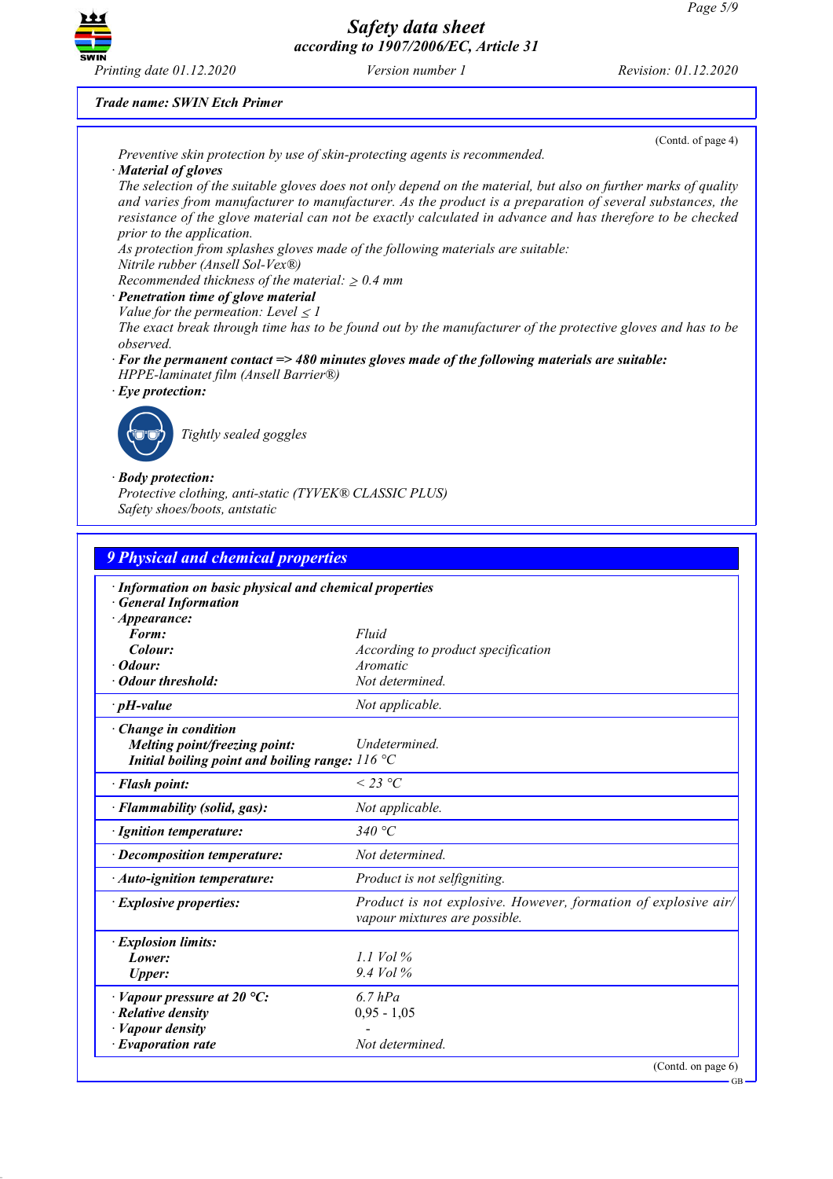**Trade name: SWIN Etch Primer**

(Contd. of page 4)

*Preventive skin protection by use of skin-protecting agents is recommended.*

· ***Material of gloves***

*The selection of the suitable gloves does not only depend on the material, but also on further marks of quality and varies from manufacturer to manufacturer. As the product is a preparation of several substances, the resistance of the glove material can not be exactly calculated in advance and has therefore to be checked prior to the application.*

*As protection from splashes gloves made of the following materials are suitable:*

*Nitrile rubber (Ansell Sol-Vex®)*

*Recommended thickness of the material: ≥ 0.4 mm*

· ***Penetration time of glove material***

*Value for the permeation: Level ≤ 1*

*The exact break through time has to be found out by the manufacturer of the protective gloves and has to be observed.*

· ***For the permanent contact => 480 minutes gloves made of the following materials are suitable:***

*HPPE-laminatet film (Ansell Barrier®)*

· ***Eye protection:***

*Tightly sealed goggles*

· ***Body protection:***

*Protective clothing, anti-static (TYVEK® CLASSIC PLUS)*

*Safety shoes/boots, antstatic*

## 9 Physical and chemical properties

| | |
|---|---|
| · **Information on basic physical and chemical properties** | |
| · **General Information** | |
| · **Appearance:** | |
| **Form:** | *Fluid* |
| **Colour:** | *According to product specification* |
| · **Odour:** | *Aromatic* |
| · **Odour threshold:** | *Not determined.* |
| · **pH-value** | *Not applicable.* |
| · **Change in condition** | |
| **Melting point/freezing point:** | *Undetermined.* |
| **Initial boiling point and boiling range:** | *116 °C* |
| · **Flash point:** | *< 23 °C* |
| · **Flammability (solid, gas):** | *Not applicable.* |
| · **Ignition temperature:** | *340 °C* |
| · **Decomposition temperature:** | *Not determined.* |
| · **Auto-ignition temperature:** | *Product is not selfigniting.* |
| · **Explosive properties:** | *Product is not explosive. However, formation of explosive air/vapour mixtures are possible.* |
| · **Explosion limits:** | |
| **Lower:** | *1.1 Vol %* |
| **Upper:** | *9.4 Vol %* |
| · **Vapour pressure at 20 °C:** | *6.7 hPa* |
| · **Relative density** | 0,95 - 1,05 |
| · **Vapour density** | - |
| · **Evaporation rate** | *Not determined.* |

(Contd. on page 6)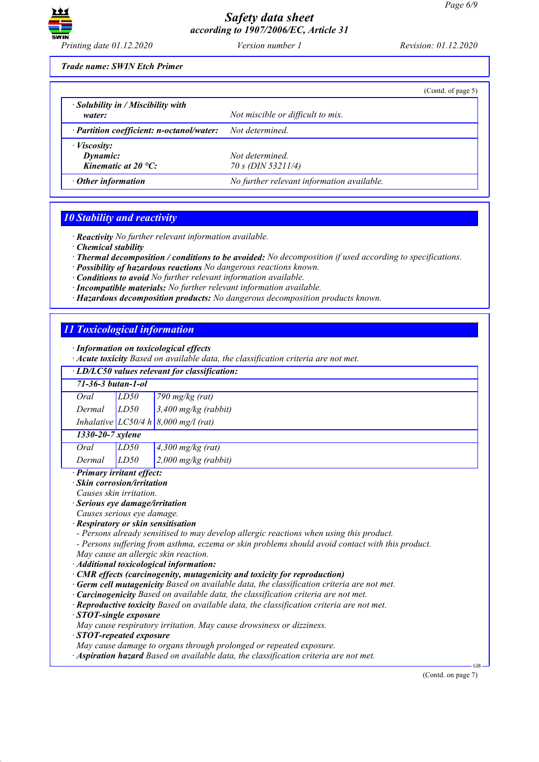Trade name: SWIN Etch Primer

(Contd. of page 5)

| | |
|---|---|
| · **Solubility in / Miscibility with water:** | Not miscible or difficult to mix. |
| · **Partition coefficient: n-octanol/water:** | Not determined. |
| · **Viscosity:** | |
| **Dynamic:** | Not determined. |
| **Kinematic at 20 °C:** | 70 s (DIN 53211/4) |
| · **Other information** | No further relevant information available. |

## 10 Stability and reactivity

· **Reactivity** No further relevant information available.
· **Chemical stability**
· **Thermal decomposition / conditions to be avoided:** No decomposition if used according to specifications.
· **Possibility of hazardous reactions** No dangerous reactions known.
· **Conditions to avoid** No further relevant information available.
· **Incompatible materials:** No further relevant information available.
· **Hazardous decomposition products:** No dangerous decomposition products known.

## 11 Toxicological information

· **Information on toxicological effects**
· **Acute toxicity** Based on available data, the classification criteria are not met.

| · **LD/LC50 values relevant for classification:** | | |
|---|---|---|
| **71-36-3 butan-1-ol** | | |
| Oral | LD50 | 790 mg/kg (rat) |
| Dermal | LD50 | 3,400 mg/kg (rabbit) |
| Inhalative | LC50/4 h | 8,000 mg/l (rat) |
| **1330-20-7 xylene** | | |
| Oral | LD50 | 4,300 mg/kg (rat) |
| Dermal | LD50 | 2,000 mg/kg (rabbit) |

· **Primary irritant effect:**
· **Skin corrosion/irritation**
Causes skin irritation.
· **Serious eye damage/irritation**
Causes serious eye damage.
· **Respiratory or skin sensitisation**
- Persons already sensitised to may develop allergic reactions when using this product.
- Persons suffering from asthma, eczema or skin problems should avoid contact with this product.
May cause an allergic skin reaction.
· **Additional toxicological information:**
· **CMR effects (carcinogenity, mutagenicity and toxicity for reproduction)**
· **Germ cell mutagenicity** Based on available data, the classification criteria are not met.
· **Carcinogenicity** Based on available data, the classification criteria are not met.
· **Reproductive toxicity** Based on available data, the classification criteria are not met.
· **STOT-single exposure**
May cause respiratory irritation. May cause drowsiness or dizziness.
· **STOT-repeated exposure**
May cause damage to organs through prolonged or repeated exposure.
· **Aspiration hazard** Based on available data, the classification criteria are not met.

(Contd. on page 7)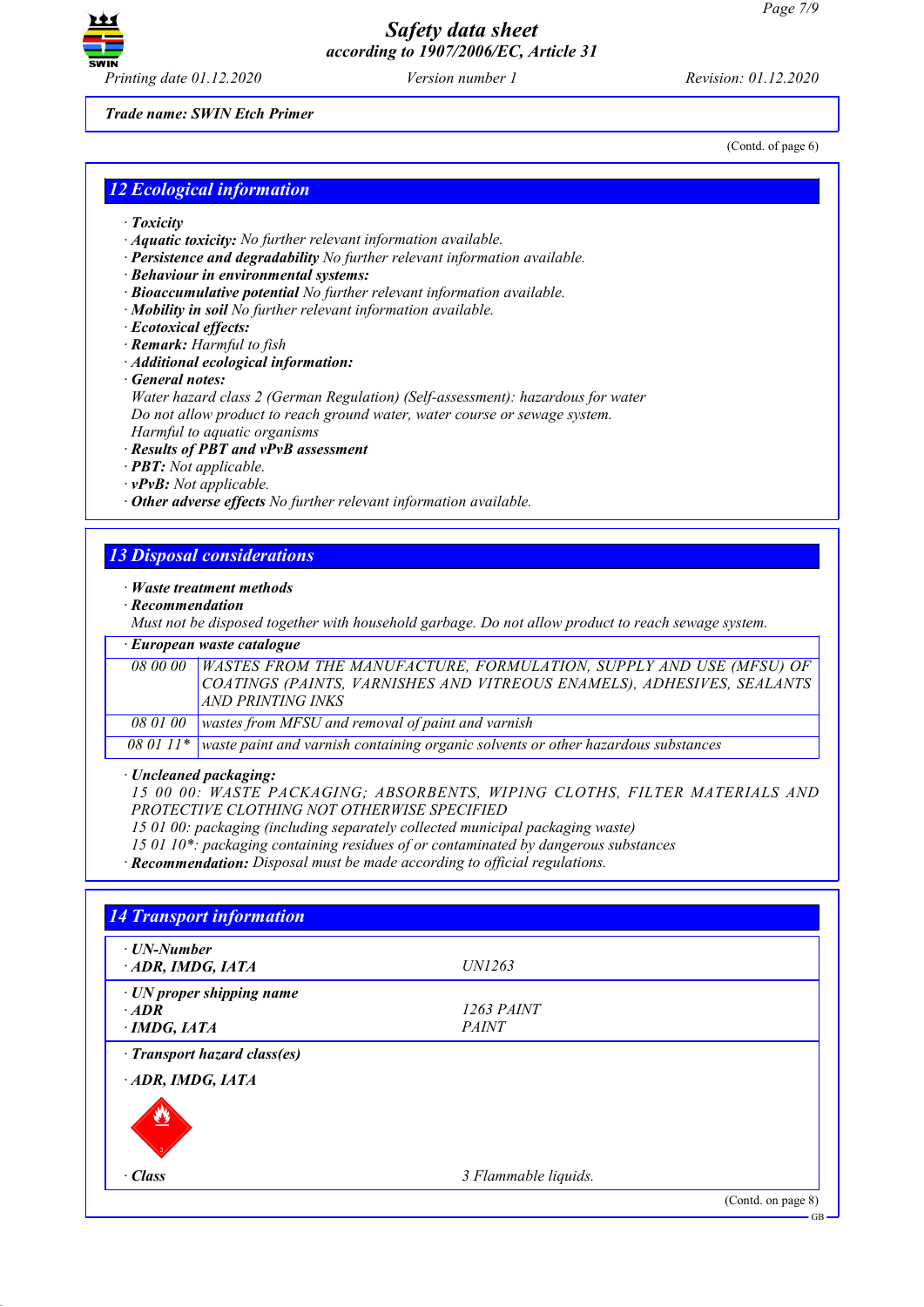*Trade name: SWIN Etch Primer*

(Contd. of page 6)

## 12 Ecological information

· **Toxicity**
· **Aquatic toxicity:** No further relevant information available.
· **Persistence and degradability** No further relevant information available.
· **Behaviour in environmental systems:**
· **Bioaccumulative potential** No further relevant information available.
· **Mobility in soil** No further relevant information available.
· **Ecotoxical effects:**
· **Remark:** Harmful to fish
· **Additional ecological information:**
· **General notes:**
Water hazard class 2 (German Regulation) (Self-assessment): hazardous for water
Do not allow product to reach ground water, water course or sewage system.
Harmful to aquatic organisms
· **Results of PBT and vPvB assessment**
· **PBT:** Not applicable.
· **vPvB:** Not applicable.
· **Other adverse effects** No further relevant information available.

## 13 Disposal considerations

· **Waste treatment methods**
· **Recommendation**
Must not be disposed together with household garbage. Do not allow product to reach sewage system.

· **European waste catalogue**

| | |
|---|---|
| 08 00 00 | WASTES FROM THE MANUFACTURE, FORMULATION, SUPPLY AND USE (MFSU) OF COATINGS (PAINTS, VARNISHES AND VITREOUS ENAMELS), ADHESIVES, SEALANTS AND PRINTING INKS |
| 08 01 00 | wastes from MFSU and removal of paint and varnish |
| 08 01 11* | waste paint and varnish containing organic solvents or other hazardous substances |

· **Uncleaned packaging:**
15 00 00: WASTE PACKAGING; ABSORBENTS, WIPING CLOTHS, FILTER MATERIALS AND PROTECTIVE CLOTHING NOT OTHERWISE SPECIFIED
15 01 00: packaging (including separately collected municipal packaging waste)
15 01 10*: packaging containing residues of or contaminated by dangerous substances
· **Recommendation:** Disposal must be made according to official regulations.

## 14 Transport information

| | |
|---|---|
| · **UN-Number** | |
| · **ADR, IMDG, IATA** | UN1263 |
| · **UN proper shipping name** | |
| · **ADR** | 1263 PAINT |
| · **IMDG, IATA** | PAINT |
| · **Transport hazard class(es)** | |
| · **ADR, IMDG, IATA** | |
| · **Class** | 3 Flammable liquids. |

(Contd. on page 8)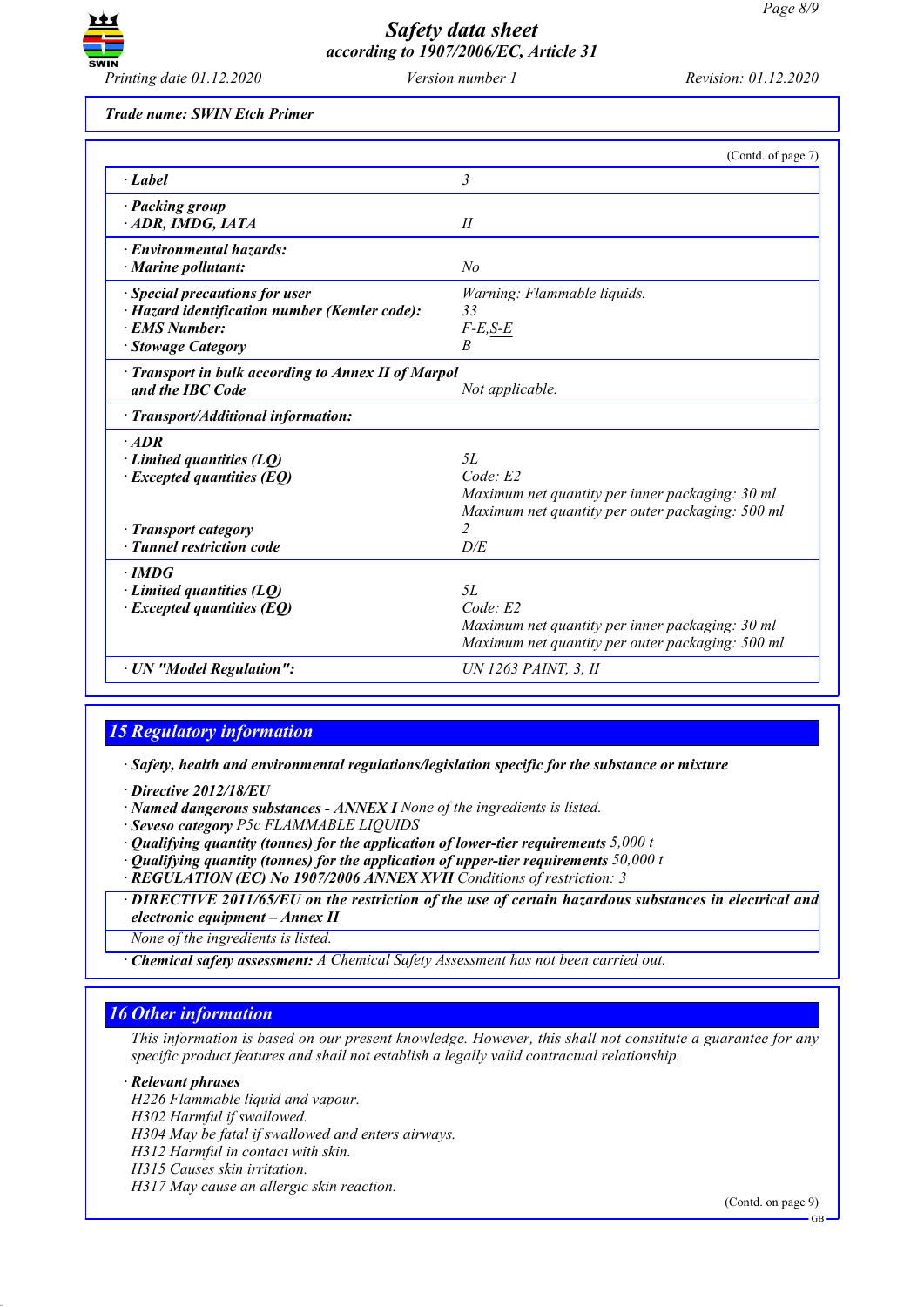**Trade name: SWIN Etch Primer**

(Contd. of page 7)

| | |
|---|---|
| · **Label** | 3 |
| · **Packing group**<br>· **ADR, IMDG, IATA** | II |
| · **Environmental hazards:**<br>· **Marine pollutant:** | No |
| · **Special precautions for user**<br>· **Hazard identification number (Kemler code):**<br>· **EMS Number:**<br>· **Stowage Category** | Warning: Flammable liquids.<br>33<br>F-E,S-E<br>B |
| · **Transport in bulk according to Annex II of Marpol and the IBC Code** | Not applicable. |
| · **Transport/Additional information:** | |
| · **ADR**<br>· **Limited quantities (LQ)**<br>· **Excepted quantities (EQ)**<br><br><br>· **Transport category**<br>· **Tunnel restriction code** | <br>5L<br>Code: E2<br>Maximum net quantity per inner packaging: 30 ml<br>Maximum net quantity per outer packaging: 500 ml<br>2<br>D/E |
| · **IMDG**<br>· **Limited quantities (LQ)**<br>· **Excepted quantities (EQ)** | <br>5L<br>Code: E2<br>Maximum net quantity per inner packaging: 30 ml<br>Maximum net quantity per outer packaging: 500 ml |
| · **UN "Model Regulation":** | UN 1263 PAINT, 3, II |

## 15 Regulatory information

· **Safety, health and environmental regulations/legislation specific for the substance or mixture**

· **Directive 2012/18/EU**
· **Named dangerous substances - ANNEX I** None of the ingredients is listed.
· **Seveso category** P5c FLAMMABLE LIQUIDS
· **Qualifying quantity (tonnes) for the application of lower-tier requirements** 5,000 t
· **Qualifying quantity (tonnes) for the application of upper-tier requirements** 50,000 t
· **REGULATION (EC) No 1907/2006 ANNEX XVII** Conditions of restriction: 3

· **DIRECTIVE 2011/65/EU on the restriction of the use of certain hazardous substances in electrical and electronic equipment – Annex II**
None of the ingredients is listed.

· **Chemical safety assessment:** A Chemical Safety Assessment has not been carried out.

## 16 Other information

This information is based on our present knowledge. However, this shall not constitute a guarantee for any specific product features and shall not establish a legally valid contractual relationship.

· **Relevant phrases**
H226 Flammable liquid and vapour.
H302 Harmful if swallowed.
H304 May be fatal if swallowed and enters airways.
H312 Harmful in contact with skin.
H315 Causes skin irritation.
H317 May cause an allergic skin reaction.

(Contd. on page 9)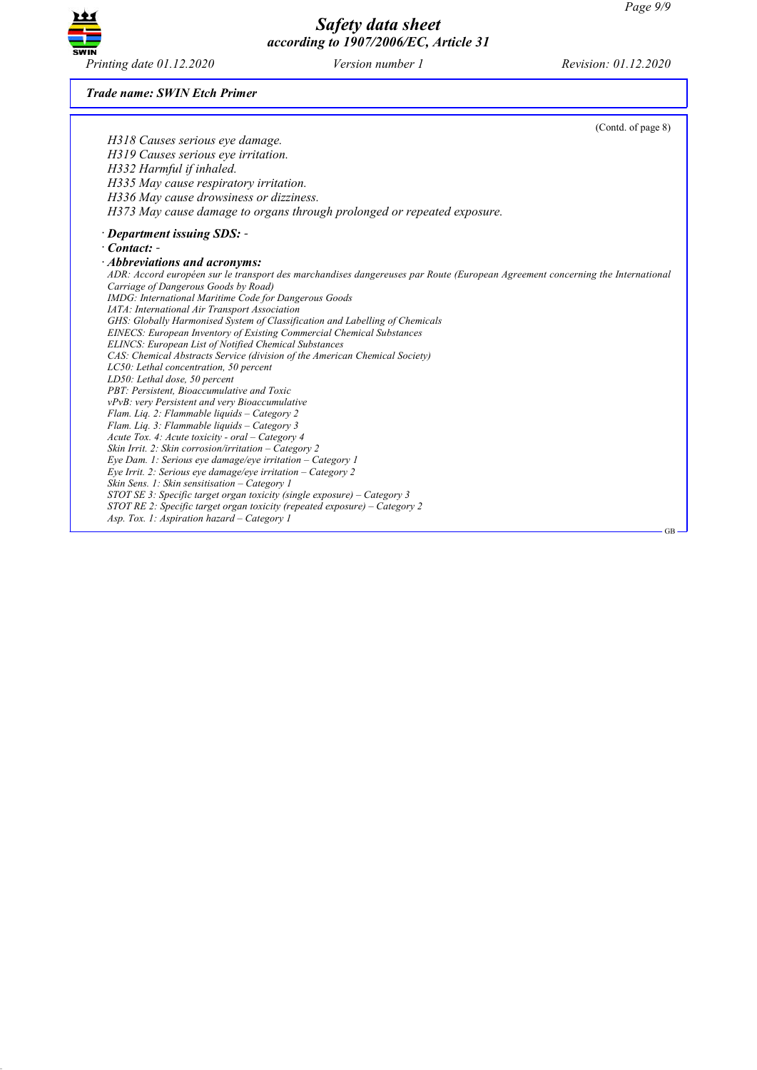*Trade name: SWIN Etch Primer*

(Contd. of page 8)

*H318 Causes serious eye damage.*
*H319 Causes serious eye irritation.*
*H332 Harmful if inhaled.*
*H335 May cause respiratory irritation.*
*H336 May cause drowsiness or dizziness.*
*H373 May cause damage to organs through prolonged or repeated exposure.*

· ***Department issuing SDS:*** -

· ***Contact:*** -

· ***Abbreviations and acronyms:***

*ADR: Accord européen sur le transport des marchandises dangereuses par Route (European Agreement concerning the International Carriage of Dangerous Goods by Road)*
*IMDG: International Maritime Code for Dangerous Goods*
*IATA: International Air Transport Association*
*GHS: Globally Harmonised System of Classification and Labelling of Chemicals*
*EINECS: European Inventory of Existing Commercial Chemical Substances*
*ELINCS: European List of Notified Chemical Substances*
*CAS: Chemical Abstracts Service (division of the American Chemical Society)*
*LC50: Lethal concentration, 50 percent*
*LD50: Lethal dose, 50 percent*
*PBT: Persistent, Bioaccumulative and Toxic*
*vPvB: very Persistent and very Bioaccumulative*
*Flam. Liq. 2: Flammable liquids – Category 2*
*Flam. Liq. 3: Flammable liquids – Category 3*
*Acute Tox. 4: Acute toxicity - oral – Category 4*
*Skin Irrit. 2: Skin corrosion/irritation – Category 2*
*Eye Dam. 1: Serious eye damage/eye irritation – Category 1*
*Eye Irrit. 2: Serious eye damage/eye irritation – Category 2*
*Skin Sens. 1: Skin sensitisation – Category 1*
*STOT SE 3: Specific target organ toxicity (single exposure) – Category 3*
*STOT RE 2: Specific target organ toxicity (repeated exposure) – Category 2*
*Asp. Tox. 1: Aspiration hazard – Category 1*